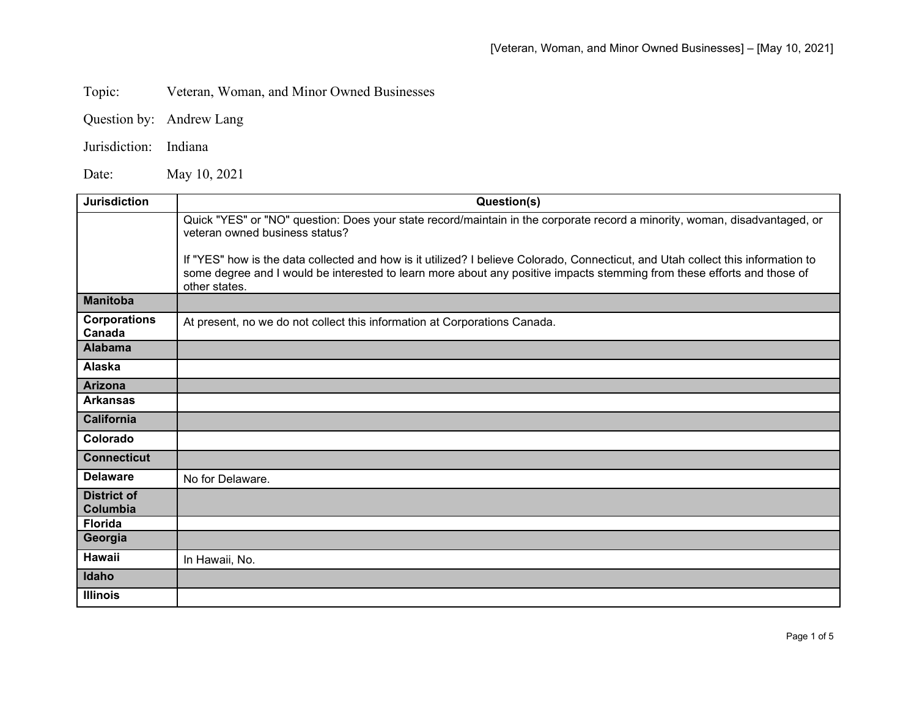Topic: Veteran, Woman, and Minor Owned Businesses

Question by: Andrew Lang

Jurisdiction: Indiana

Date: May 10, 2021

| Jurisdiction | Question(s) |
|---|---|
| | Quick "YES" or "NO" question: Does your state record/maintain in the corporate record a minority, woman, disadvantaged, or veteran owned business status?<br><br>If "YES" how is the data collected and how is it utilized? I believe Colorado, Connecticut, and Utah collect this information to some degree and I would be interested to learn more about any positive impacts stemming from these efforts and those of other states. |
| **Manitoba** | |
| **Corporations Canada** | At present, no we do not collect this information at Corporations Canada. |
| **Alabama** | |
| **Alaska** | |
| **Arizona** | |
| **Arkansas** | |
| **California** | |
| **Colorado** | |
| **Connecticut** | |
| **Delaware** | No for Delaware. |
| **District of Columbia** | |
| **Florida** | |
| **Georgia** | |
| **Hawaii** | In Hawaii, No. |
| **Idaho** | |
| **Illinois** | |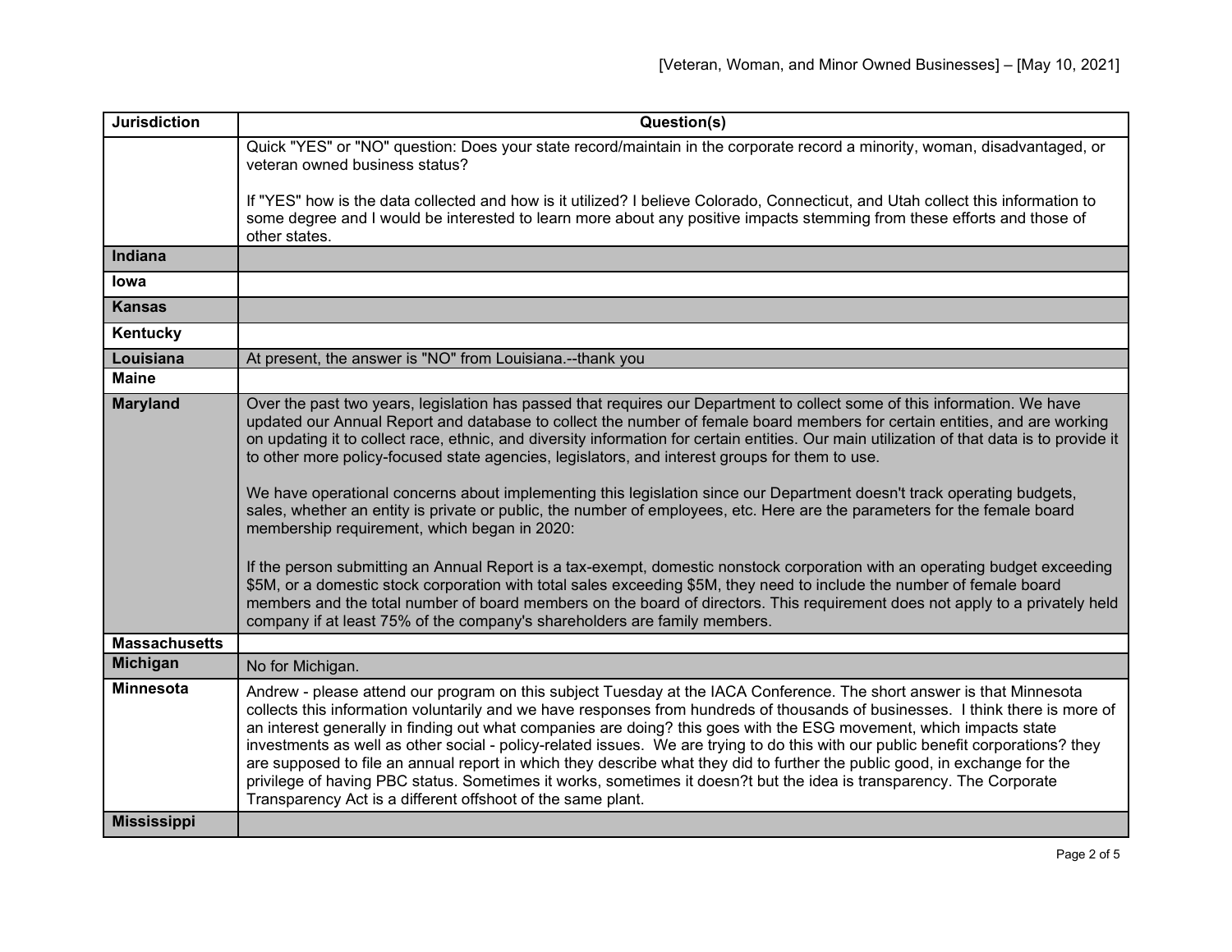| Jurisdiction | Question(s) |
|---|---|
| | Quick "YES" or "NO" question: Does your state record/maintain in the corporate record a minority, woman, disadvantaged, or veteran owned business status?<br><br>If "YES" how is the data collected and how is it utilized? I believe Colorado, Connecticut, and Utah collect this information to some degree and I would be interested to learn more about any positive impacts stemming from these efforts and those of other states. |
| **Indiana** | |
| **Iowa** | |
| **Kansas** | |
| **Kentucky** | |
| **Louisiana** | At present, the answer is "NO" from Louisiana.--thank you |
| **Maine** | |
| **Maryland** | Over the past two years, legislation has passed that requires our Department to collect some of this information. We have updated our Annual Report and database to collect the number of female board members for certain entities, and are working on updating it to collect race, ethnic, and diversity information for certain entities. Our main utilization of that data is to provide it to other more policy-focused state agencies, legislators, and interest groups for them to use.<br><br>We have operational concerns about implementing this legislation since our Department doesn't track operating budgets, sales, whether an entity is private or public, the number of employees, etc. Here are the parameters for the female board membership requirement, which began in 2020:<br><br>If the person submitting an Annual Report is a tax-exempt, domestic nonstock corporation with an operating budget exceeding $5M, or a domestic stock corporation with total sales exceeding $5M, they need to include the number of female board members and the total number of board members on the board of directors. This requirement does not apply to a privately held company if at least 75% of the company's shareholders are family members. |
| **Massachusetts** | |
| **Michigan** | No for Michigan. |
| **Minnesota** | Andrew - please attend our program on this subject Tuesday at the IACA Conference. The short answer is that Minnesota collects this information voluntarily and we have responses from hundreds of thousands of businesses. I think there is more of an interest generally in finding out what companies are doing? this goes with the ESG movement, which impacts state investments as well as other social - policy-related issues. We are trying to do this with our public benefit corporations? they are supposed to file an annual report in which they describe what they did to further the public good, in exchange for the privilege of having PBC status. Sometimes it works, sometimes it doesn?t but the idea is transparency. The Corporate Transparency Act is a different offshoot of the same plant. |
| **Mississippi** | |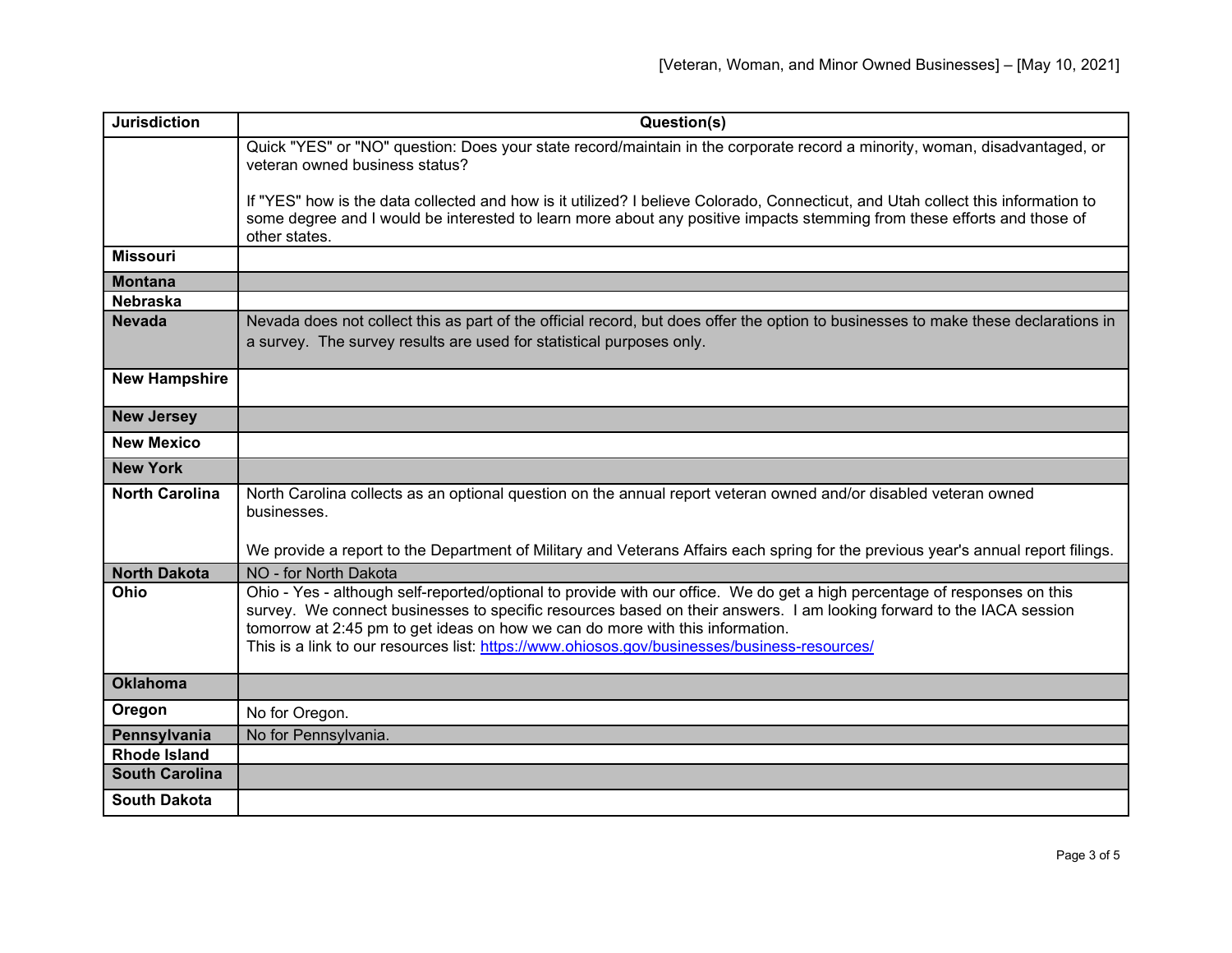| Jurisdiction | Question(s) |
|---|---|
| | Quick "YES" or "NO" question: Does your state record/maintain in the corporate record a minority, woman, disadvantaged, or veteran owned business status?<br><br>If "YES" how is the data collected and how is it utilized? I believe Colorado, Connecticut, and Utah collect this information to some degree and I would be interested to learn more about any positive impacts stemming from these efforts and those of other states. |
| **Missouri** | |
| **Montana** | |
| **Nebraska** | |
| **Nevada** | Nevada does not collect this as part of the official record, but does offer the option to businesses to make these declarations in a survey. The survey results are used for statistical purposes only. |
| **New Hampshire** | |
| **New Jersey** | |
| **New Mexico** | |
| **New York** | |
| **North Carolina** | North Carolina collects as an optional question on the annual report veteran owned and/or disabled veteran owned businesses.<br><br>We provide a report to the Department of Military and Veterans Affairs each spring for the previous year's annual report filings. |
| **North Dakota** | NO - for North Dakota |
| **Ohio** | Ohio - Yes - although self-reported/optional to provide with our office. We do get a high percentage of responses on this survey. We connect businesses to specific resources based on their answers. I am looking forward to the IACA session tomorrow at 2:45 pm to get ideas on how we can do more with this information.<br>This is a link to our resources list: https://www.ohiosos.gov/businesses/business-resources/ |
| **Oklahoma** | |
| **Oregon** | No for Oregon. |
| **Pennsylvania** | No for Pennsylvania. |
| **Rhode Island** | |
| **South Carolina** | |
| **South Dakota** | |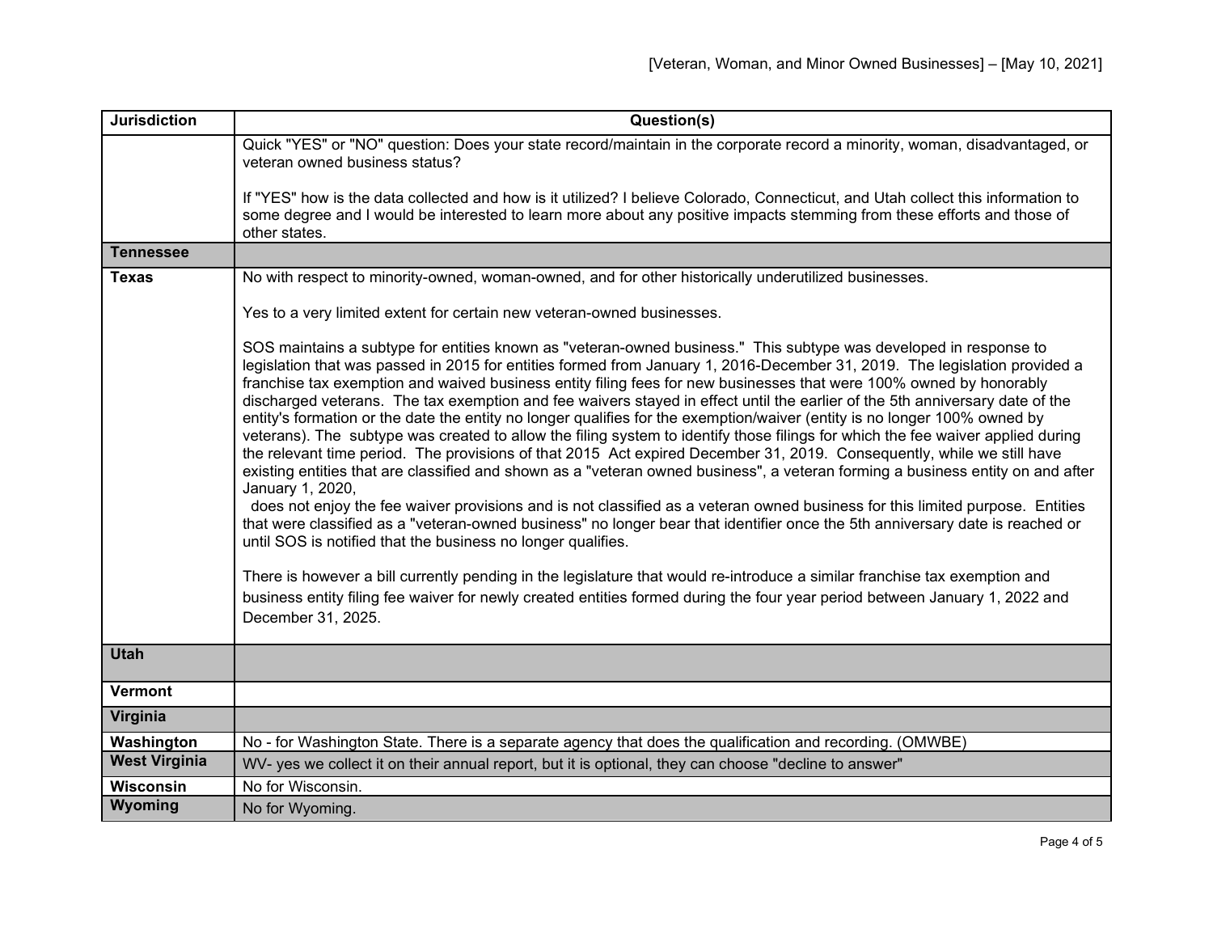| Jurisdiction | Question(s) |
|---|---|
| | Quick "YES" or "NO" question: Does your state record/maintain in the corporate record a minority, woman, disadvantaged, or veteran owned business status?<br><br>If "YES" how is the data collected and how is it utilized? I believe Colorado, Connecticut, and Utah collect this information to some degree and I would be interested to learn more about any positive impacts stemming from these efforts and those of other states. |
| **Tennessee** | |
| **Texas** | No with respect to minority-owned, woman-owned, and for other historically underutilized businesses.<br><br>Yes to a very limited extent for certain new veteran-owned businesses.<br><br>SOS maintains a subtype for entities known as "veteran-owned business." This subtype was developed in response to legislation that was passed in 2015 for entities formed from January 1, 2016-December 31, 2019. The legislation provided a franchise tax exemption and waived business entity filing fees for new businesses that were 100% owned by honorably discharged veterans. The tax exemption and fee waivers stayed in effect until the earlier of the 5th anniversary date of the entity's formation or the date the entity no longer qualifies for the exemption/waiver (entity is no longer 100% owned by veterans). The subtype was created to allow the filing system to identify those filings for which the fee waiver applied during the relevant time period. The provisions of that 2015 Act expired December 31, 2019. Consequently, while we still have existing entities that are classified and shown as a "veteran owned business", a veteran forming a business entity on and after January 1, 2020,<br>does not enjoy the fee waiver provisions and is not classified as a veteran owned business for this limited purpose. Entities that were classified as a "veteran-owned business" no longer bear that identifier once the 5th anniversary date is reached or until SOS is notified that the business no longer qualifies.<br><br>There is however a bill currently pending in the legislature that would re-introduce a similar franchise tax exemption and business entity filing fee waiver for newly created entities formed during the four year period between January 1, 2022 and December 31, 2025. |
| **Utah** | |
| **Vermont** | |
| **Virginia** | |
| **Washington** | No - for Washington State. There is a separate agency that does the qualification and recording. (OMWBE) |
| **West Virginia** | WV- yes we collect it on their annual report, but it is optional, they can choose "decline to answer" |
| **Wisconsin** | No for Wisconsin. |
| **Wyoming** | No for Wyoming. |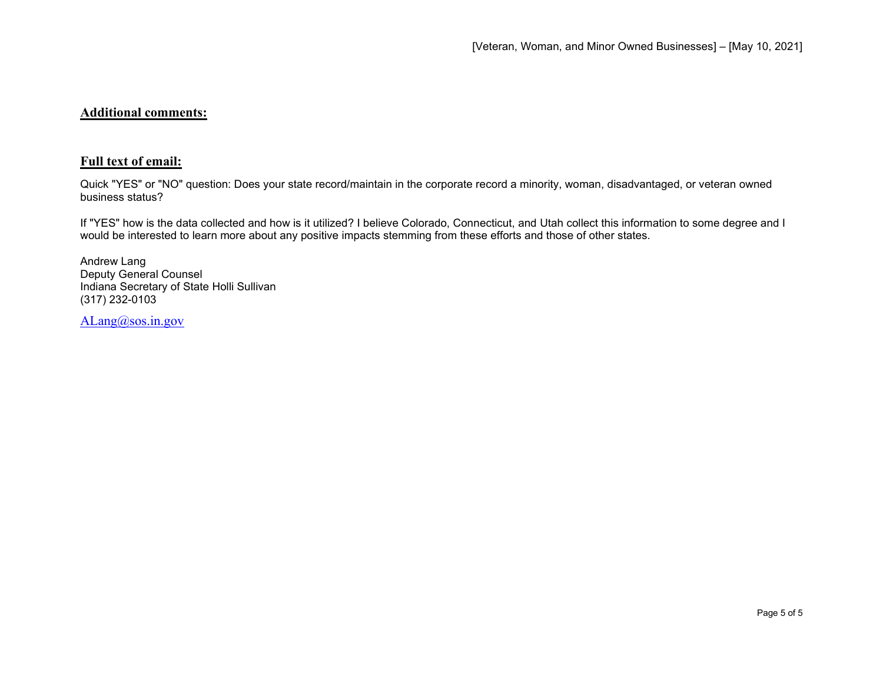## Additional comments:

## Full text of email:

Quick "YES" or "NO" question: Does your state record/maintain in the corporate record a minority, woman, disadvantaged, or veteran owned business status?

If "YES" how is the data collected and how is it utilized? I believe Colorado, Connecticut, and Utah collect this information to some degree and I would be interested to learn more about any positive impacts stemming from these efforts and those of other states.

Andrew Lang
Deputy General Counsel
Indiana Secretary of State Holli Sullivan
(317) 232-0103

ALang@sos.in.gov